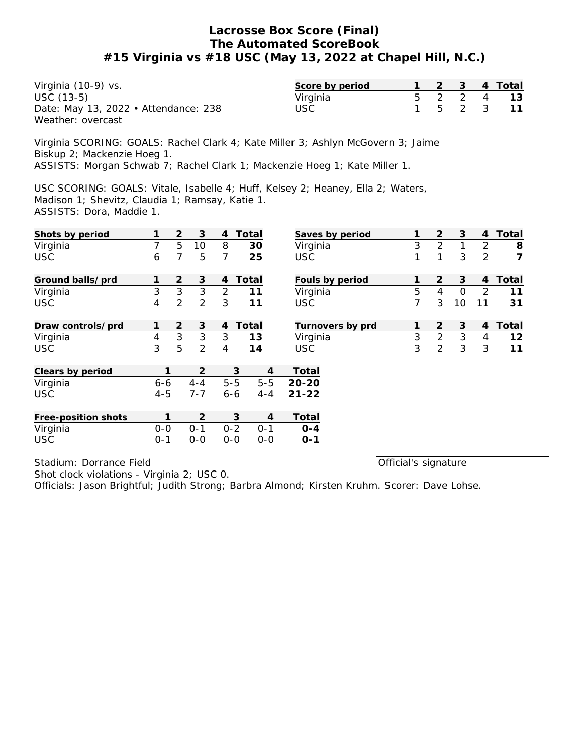# Lacrosse Box Score (Final)
## The Automated ScoreBook
## #15 Virginia vs #18 USC (May 13, 2022 at Chapel Hill, N.C.)

Virginia (10-9) vs.
USC (13-5)
Date: May 13, 2022 • Attendance: 238
Weather: overcast

| Score by period | 1 | 2 | 3 | 4 | Total |
|---|---|---|---|---|---|
| Virginia | 5 | 2 | 2 | 4 | **13** |
| USC | 1 | 5 | 2 | 3 | **11** |

Virginia SCORING: GOALS: Rachel Clark 4; Kate Miller 3; Ashlyn McGovern 3; Jaime Biskup 2; Mackenzie Hoeg 1.
ASSISTS: Morgan Schwab 7; Rachel Clark 1; Mackenzie Hoeg 1; Kate Miller 1.

USC SCORING: GOALS: Vitale, Isabelle 4; Huff, Kelsey 2; Heaney, Ella 2; Waters, Madison 1; Shevitz, Claudia 1; Ramsay, Katie 1.
ASSISTS: Dora, Maddie 1.

| Shots by period | 1 | 2 | 3 | 4 | Total |
|---|---|---|---|---|---|
| Virginia | 7 | 5 | 10 | 8 | **30** |
| USC | 6 | 7 | 5 | 7 | **25** |

| Saves by period | 1 | 2 | 3 | 4 | Total |
|---|---|---|---|---|---|
| Virginia | 3 | 2 | 1 | 2 | **8** |
| USC | 1 | 1 | 3 | 2 | **7** |

| Ground balls/prd | 1 | 2 | 3 | 4 | Total |
|---|---|---|---|---|---|
| Virginia | 3 | 3 | 3 | 2 | **11** |
| USC | 4 | 2 | 2 | 3 | **11** |

| Fouls by period | 1 | 2 | 3 | 4 | Total |
|---|---|---|---|---|---|
| Virginia | 5 | 4 | 0 | 2 | **11** |
| USC | 7 | 3 | 10 | 11 | **31** |

| Draw controls/prd | 1 | 2 | 3 | 4 | Total |
|---|---|---|---|---|---|
| Virginia | 4 | 3 | 3 | 3 | **13** |
| USC | 3 | 5 | 2 | 4 | **14** |

| Turnovers by prd | 1 | 2 | 3 | 4 | Total |
|---|---|---|---|---|---|
| Virginia | 3 | 2 | 3 | 4 | **12** |
| USC | 3 | 2 | 3 | 3 | **11** |

| Clears by period | 1 | 2 | 3 | 4 | Total |
|---|---|---|---|---|---|
| Virginia | 6-6 | 4-4 | 5-5 | 5-5 | **20-20** |
| USC | 4-5 | 7-7 | 6-6 | 4-4 | **21-22** |

| Free-position shots | 1 | 2 | 3 | 4 | Total |
|---|---|---|---|---|---|
| Virginia | 0-0 | 0-1 | 0-2 | 0-1 | **0-4** |
| USC | 0-1 | 0-0 | 0-0 | 0-0 | **0-1** |

Stadium: Dorrance Field

Official's signature

Shot clock violations - Virginia 2; USC 0.
Officials: Jason Brightful; Judith Strong; Barbra Almond; Kirsten Kruhm. Scorer: Dave Lohse.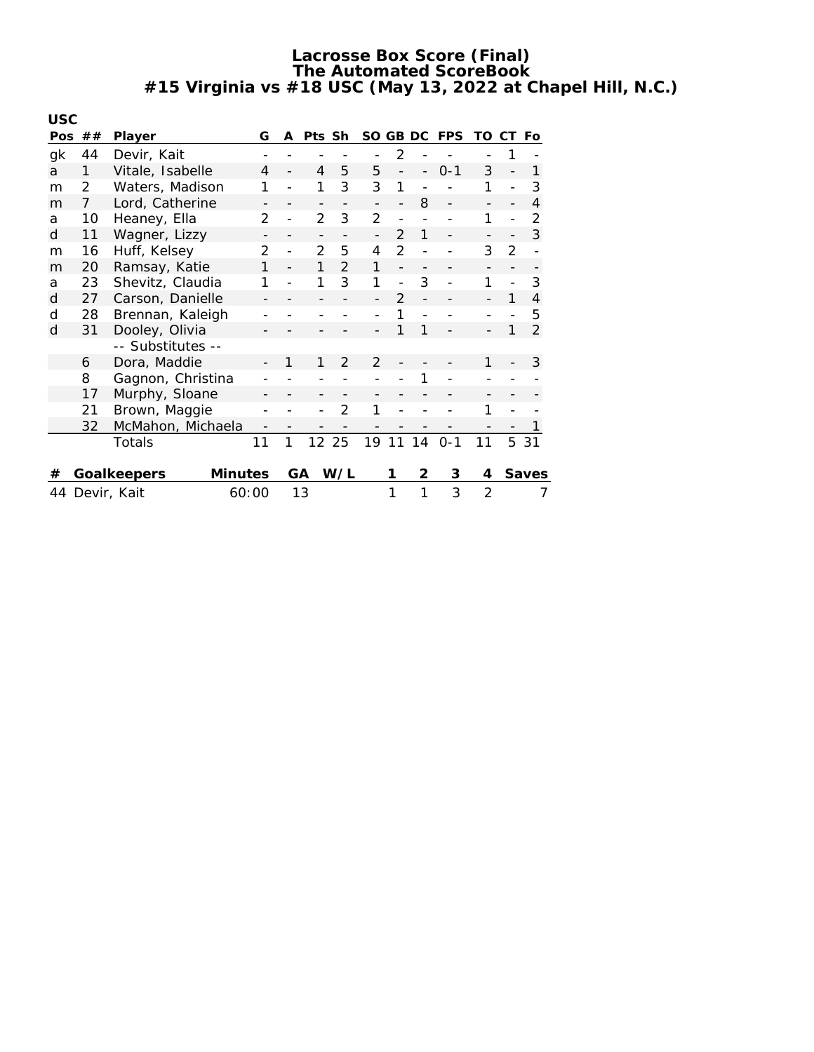# Lacrosse Box Score (Final)
## The Automated ScoreBook
## #15 Virginia vs #18 USC (May 13, 2022 at Chapel Hill, N.C.)

**USC**

| Pos | ## | Player | G | A | Pts | Sh | SO | GB | DC | FPS | TO | CT | Fo |
|---|---|---|---|---|---|---|---|---|---|---|---|---|---|
| gk | 44 | Devir, Kait | - | - | - | - | - | 2 | - | - | - | 1 | - |
| a | 1 | Vitale, Isabelle | 4 | - | 4 | 5 | 5 | - | - | 0-1 | 3 | - | 1 |
| m | 2 | Waters, Madison | 1 | - | 1 | 3 | 3 | 1 | - | - | 1 | - | 3 |
| m | 7 | Lord, Catherine | - | - | - | - | - | - | 8 | - | - | - | 4 |
| a | 10 | Heaney, Ella | 2 | - | 2 | 3 | 2 | - | - | - | 1 | - | 2 |
| d | 11 | Wagner, Lizzy | - | - | - | - | - | 2 | 1 | - | - | - | 3 |
| m | 16 | Huff, Kelsey | 2 | - | 2 | 5 | 4 | 2 | - | - | 3 | 2 | - |
| m | 20 | Ramsay, Katie | 1 | - | 1 | 2 | 1 | - | - | - | - | - | - |
| a | 23 | Shevitz, Claudia | 1 | - | 1 | 3 | 1 | - | 3 | - | 1 | - | 3 |
| d | 27 | Carson, Danielle | - | - | - | - | - | 2 | - | - | - | 1 | 4 |
| d | 28 | Brennan, Kaleigh | - | - | - | - | - | 1 | - | - | - | - | 5 |
| d | 31 | Dooley, Olivia | - | - | - | - | - | 1 | 1 | - | - | 1 | 2 |
| | | -- Substitutes -- | | | | | | | | | | | |
| | 6 | Dora, Maddie | - | 1 | 1 | 2 | 2 | - | - | - | 1 | - | 3 |
| | 8 | Gagnon, Christina | - | - | - | - | - | - | 1 | - | - | - | - |
| | 17 | Murphy, Sloane | - | - | - | - | - | - | - | - | - | - | - |
| | 21 | Brown, Maggie | - | - | - | 2 | 1 | - | - | - | 1 | - | - |
| | 32 | McMahon, Michaela | - | - | - | - | - | - | - | - | - | - | 1 |
| | | Totals | 11 | 1 | 12 | 25 | 19 | 11 | 14 | 0-1 | 11 | 5 | 31 |

| # | Goalkeepers | Minutes | GA | W/L | 1 | 2 | 3 | 4 | Saves |
|---|---|---|---|---|---|---|---|---|---|
| 44 | Devir, Kait | 60:00 | 13 | | 1 | 1 | 3 | 2 | 7 |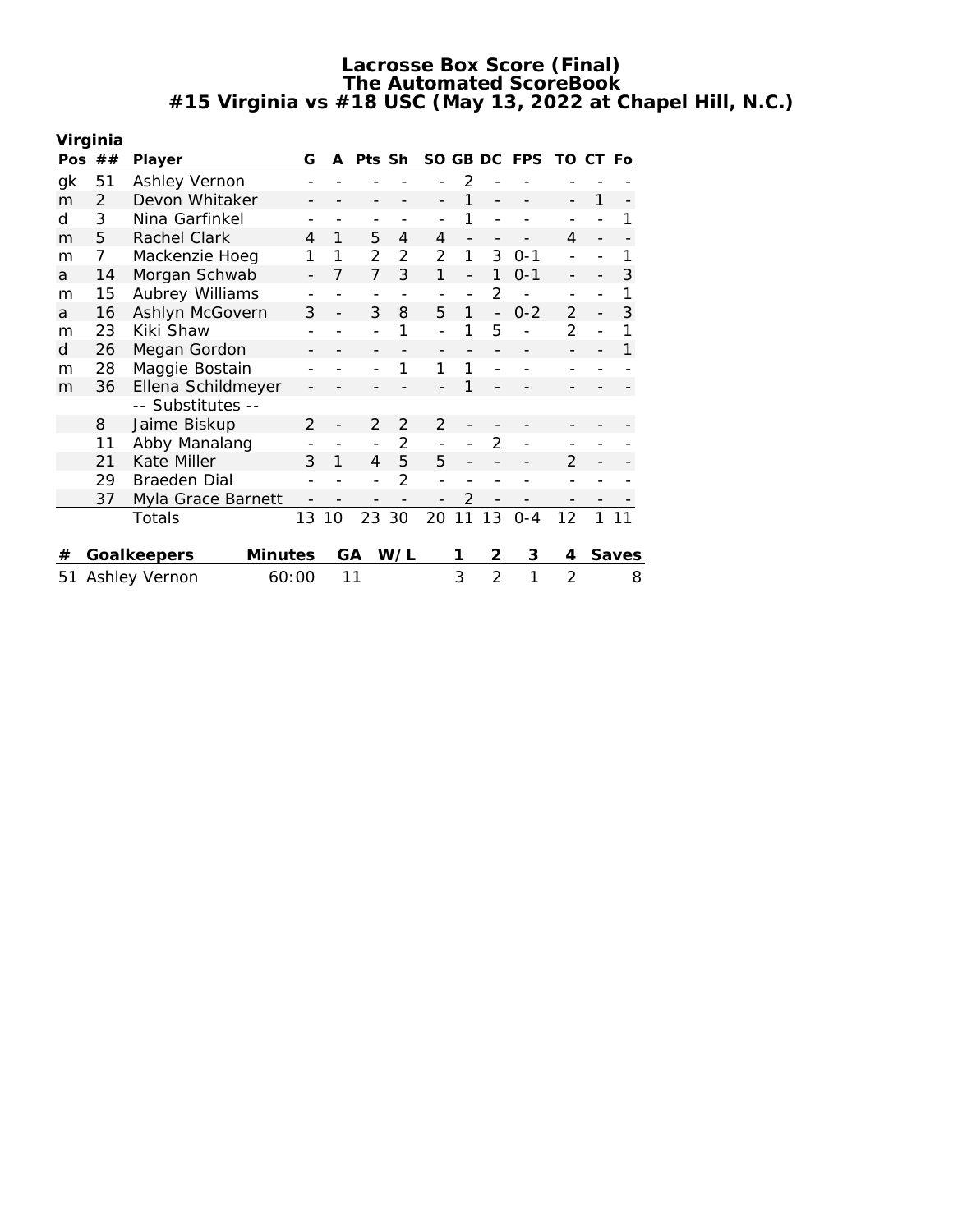# Lacrosse Box Score (Final)
## The Automated ScoreBook
## #15 Virginia vs #18 USC (May 13, 2022 at Chapel Hill, N.C.)

**Virginia**

| Pos | ## | Player | G | A | Pts | Sh | SO | GB | DC | FPS | TO | CT | Fo |
|---|---|---|---|---|---|---|---|---|---|---|---|---|---|
| gk | 51 | Ashley Vernon | - | - | - | - | - | 2 | - | - | - | - | - |
| m | 2 | Devon Whitaker | - | - | - | - | - | 1 | - | - | - | 1 | - |
| d | 3 | Nina Garfinkel | - | - | - | - | - | 1 | - | - | - | - | 1 |
| m | 5 | Rachel Clark | 4 | 1 | 5 | 4 | 4 | - | - | - | 4 | - | - |
| m | 7 | Mackenzie Hoeg | 1 | 1 | 2 | 2 | 2 | 1 | 3 | 0-1 | - | - | 1 |
| a | 14 | Morgan Schwab | - | 7 | 7 | 3 | 1 | - | 1 | 0-1 | - | - | 3 |
| m | 15 | Aubrey Williams | - | - | - | - | - | - | 2 | - | - | - | 1 |
| a | 16 | Ashlyn McGovern | 3 | - | 3 | 8 | 5 | 1 | - | 0-2 | 2 | - | 3 |
| m | 23 | Kiki Shaw | - | - | - | 1 | - | 1 | 5 | - | 2 | - | 1 |
| d | 26 | Megan Gordon | - | - | - | - | - | - | - | - | - | - | 1 |
| m | 28 | Maggie Bostain | - | - | - | 1 | 1 | 1 | - | - | - | - | - |
| m | 36 | Ellena Schildmeyer | - | - | - | - | - | 1 | - | - | - | - | - |
| | | -- Substitutes -- | | | | | | | | | | | |
| | 8 | Jaime Biskup | 2 | - | 2 | 2 | 2 | - | - | - | - | - | - |
| | 11 | Abby Manalang | - | - | - | 2 | - | - | 2 | - | - | - | - |
| | 21 | Kate Miller | 3 | 1 | 4 | 5 | 5 | - | - | - | 2 | - | - |
| | 29 | Braeden Dial | - | - | - | 2 | - | - | - | - | - | - | - |
| | 37 | Myla Grace Barnett | - | - | - | - | - | 2 | - | - | - | - | - |
| | | Totals | 13 | 10 | 23 | 30 | 20 | 11 | 13 | 0-4 | 12 | 1 | 11 |

| # | Goalkeepers | Minutes | GA | W/L | 1 | 2 | 3 | 4 | Saves |
|---|---|---|---|---|---|---|---|---|---|
| 51 | Ashley Vernon | 60:00 | 11 | | 3 | 2 | 1 | 2 | 8 |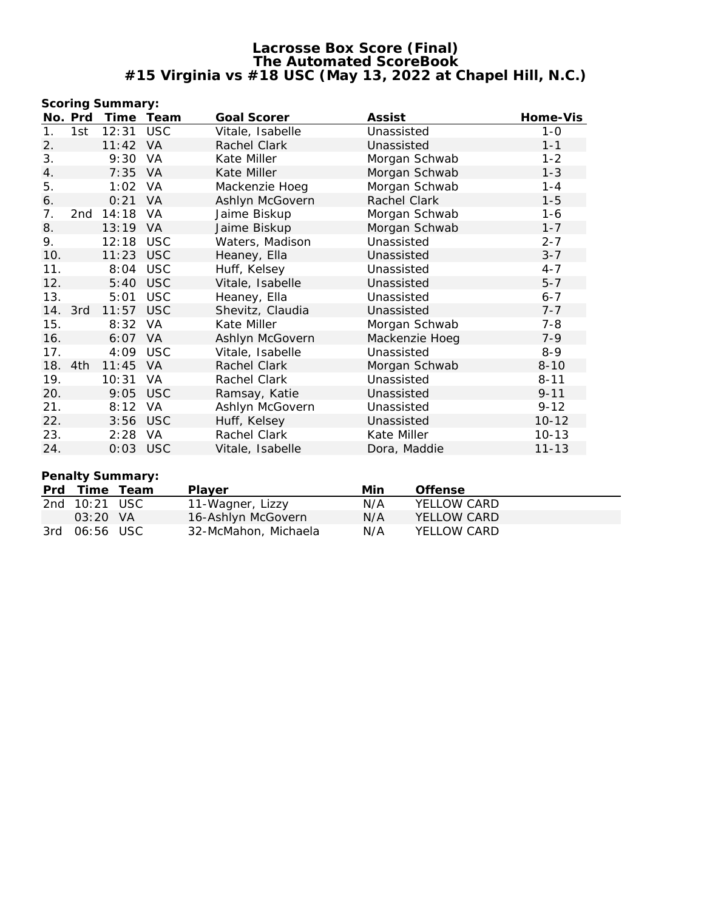# Lacrosse Box Score (Final)
## The Automated ScoreBook
## #15 Virginia vs #18 USC (May 13, 2022 at Chapel Hill, N.C.)

**Scoring Summary:**

| No. | Prd | Time | Team | Goal Scorer | Assist | Home-Vis |
|---|---|---|---|---|---|---|
| 1. | 1st | 12:31 | USC | Vitale, Isabelle | Unassisted | 1-0 |
| 2. | | 11:42 | VA | Rachel Clark | Unassisted | 1-1 |
| 3. | | 9:30 | VA | Kate Miller | Morgan Schwab | 1-2 |
| 4. | | 7:35 | VA | Kate Miller | Morgan Schwab | 1-3 |
| 5. | | 1:02 | VA | Mackenzie Hoeg | Morgan Schwab | 1-4 |
| 6. | | 0:21 | VA | Ashlyn McGovern | Rachel Clark | 1-5 |
| 7. | 2nd | 14:18 | VA | Jaime Biskup | Morgan Schwab | 1-6 |
| 8. | | 13:19 | VA | Jaime Biskup | Morgan Schwab | 1-7 |
| 9. | | 12:18 | USC | Waters, Madison | Unassisted | 2-7 |
| 10. | | 11:23 | USC | Heaney, Ella | Unassisted | 3-7 |
| 11. | | 8:04 | USC | Huff, Kelsey | Unassisted | 4-7 |
| 12. | | 5:40 | USC | Vitale, Isabelle | Unassisted | 5-7 |
| 13. | | 5:01 | USC | Heaney, Ella | Unassisted | 6-7 |
| 14. | 3rd | 11:57 | USC | Shevitz, Claudia | Unassisted | 7-7 |
| 15. | | 8:32 | VA | Kate Miller | Morgan Schwab | 7-8 |
| 16. | | 6:07 | VA | Ashlyn McGovern | Mackenzie Hoeg | 7-9 |
| 17. | | 4:09 | USC | Vitale, Isabelle | Unassisted | 8-9 |
| 18. | 4th | 11:45 | VA | Rachel Clark | Morgan Schwab | 8-10 |
| 19. | | 10:31 | VA | Rachel Clark | Unassisted | 8-11 |
| 20. | | 9:05 | USC | Ramsay, Katie | Unassisted | 9-11 |
| 21. | | 8:12 | VA | Ashlyn McGovern | Unassisted | 9-12 |
| 22. | | 3:56 | USC | Huff, Kelsey | Unassisted | 10-12 |
| 23. | | 2:28 | VA | Rachel Clark | Kate Miller | 10-13 |
| 24. | | 0:03 | USC | Vitale, Isabelle | Dora, Maddie | 11-13 |

**Penalty Summary:**

| Prd | Time | Team | Player | Min | Offense |
|---|---|---|---|---|---|
| 2nd | 10:21 | USC | 11-Wagner, Lizzy | N/A | YELLOW CARD |
| | 03:20 | VA | 16-Ashlyn McGovern | N/A | YELLOW CARD |
| 3rd | 06:56 | USC | 32-McMahon, Michaela | N/A | YELLOW CARD |